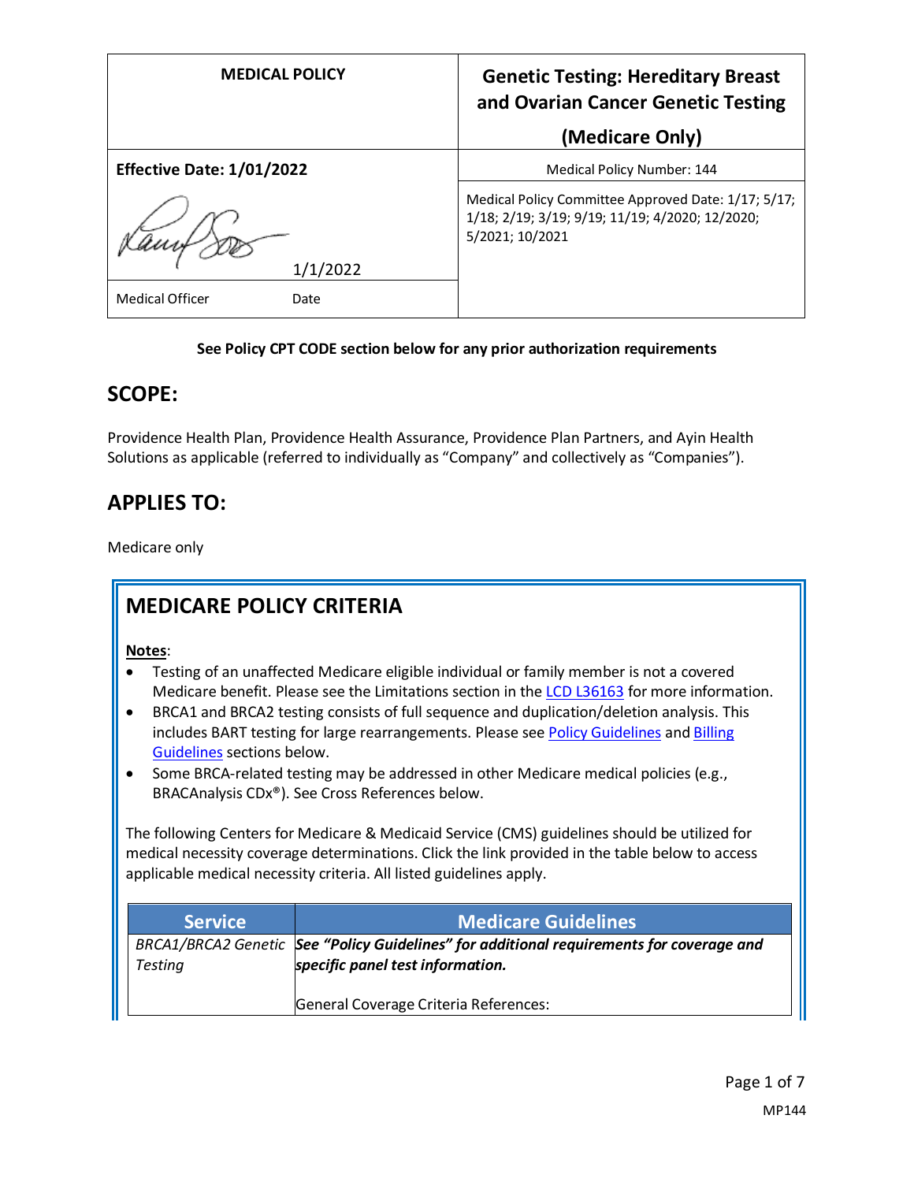| MEDICAL POLICY | Genetic Testing: Hereditary Breast and Ovarian Cancer Genetic Testing (Medicare Only) |
|---|---|
| **Effective Date: 1/01/2022** | Medical Policy Number: 144 |
| 1/1/2022 | Medical Policy Committee Approved Date: 1/17; 5/17; 1/18; 2/19; 3/19; 9/19; 11/19; 4/2020; 12/2020; 5/2021; 10/2021 |
| Medical Officer Date | |

**See Policy CPT CODE section below for any prior authorization requirements**

## SCOPE:

Providence Health Plan, Providence Health Assurance, Providence Plan Partners, and Ayin Health Solutions as applicable (referred to individually as "Company" and collectively as "Companies").

## APPLIES TO:

Medicare only

## MEDICARE POLICY CRITERIA

**Notes**:

- Testing of an unaffected Medicare eligible individual or family member is not a covered Medicare benefit. Please see the Limitations section in the LCD L36163 for more information.
- BRCA1 and BRCA2 testing consists of full sequence and duplication/deletion analysis. This includes BART testing for large rearrangements. Please see Policy Guidelines and Billing Guidelines sections below.
- Some BRCA-related testing may be addressed in other Medicare medical policies (e.g., BRACAnalysis CDx®). See Cross References below.

The following Centers for Medicare & Medicaid Service (CMS) guidelines should be utilized for medical necessity coverage determinations. Click the link provided in the table below to access applicable medical necessity criteria. All listed guidelines apply.

| Service | Medicare Guidelines |
|---|---|
| *BRCA1/BRCA2 Genetic Testing* | ***See "Policy Guidelines" for additional requirements for coverage and specific panel test information.***<br><br>General Coverage Criteria References: |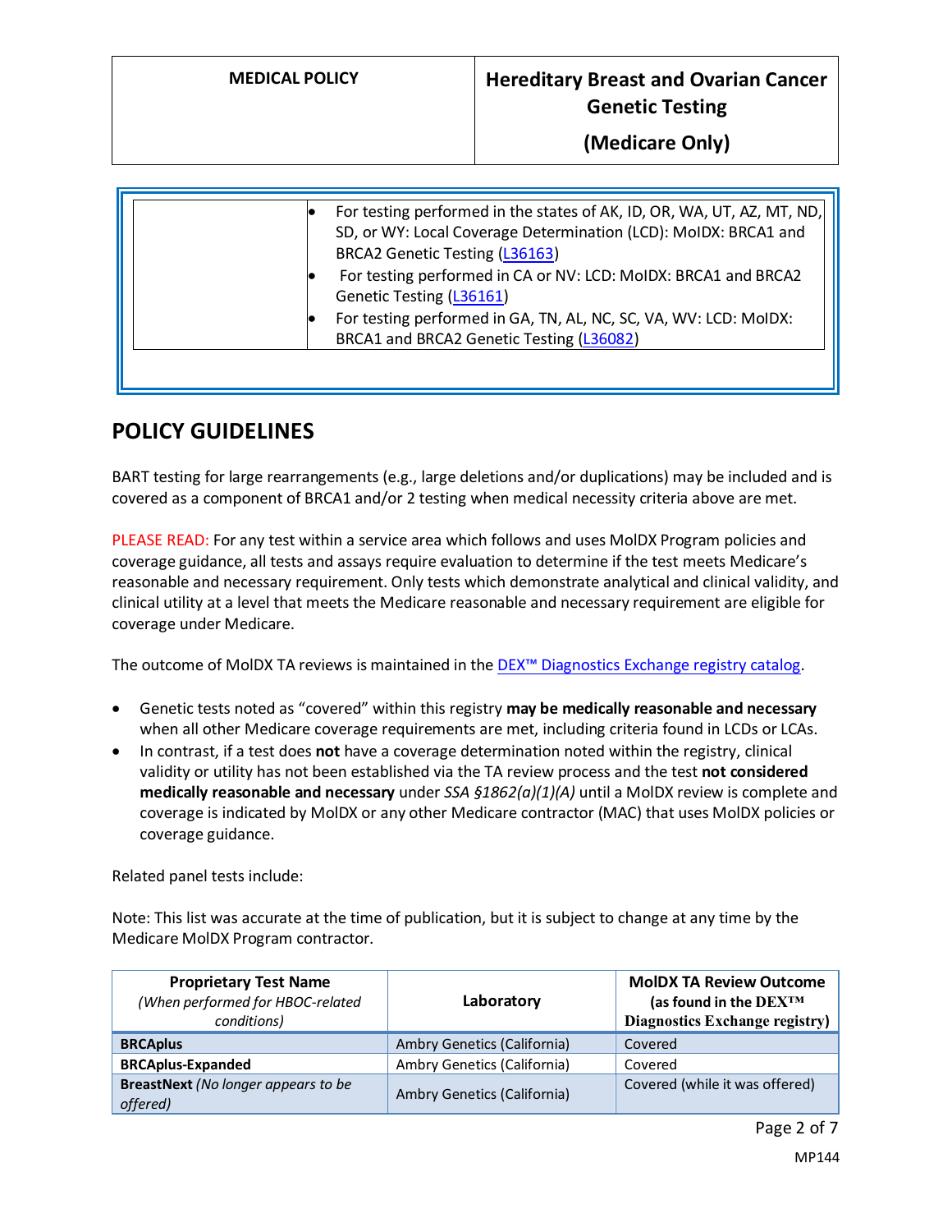| | |
|---|---|
| | • For testing performed in the states of AK, ID, OR, WA, UT, AZ, MT, ND, SD, or WY: Local Coverage Determination (LCD): MolDX: BRCA1 and BRCA2 Genetic Testing (L36163)<br>• For testing performed in CA or NV: LCD: MolDX: BRCA1 and BRCA2 Genetic Testing (L36161)<br>• For testing performed in GA, TN, AL, NC, SC, VA, WV: LCD: MolDX: BRCA1 and BRCA2 Genetic Testing (L36082) |

## POLICY GUIDELINES

BART testing for large rearrangements (e.g., large deletions and/or duplications) may be included and is covered as a component of BRCA1 and/or 2 testing when medical necessity criteria above are met.

PLEASE READ: For any test within a service area which follows and uses MolDX Program policies and coverage guidance, all tests and assays require evaluation to determine if the test meets Medicare's reasonable and necessary requirement. Only tests which demonstrate analytical and clinical validity, and clinical utility at a level that meets the Medicare reasonable and necessary requirement are eligible for coverage under Medicare.

The outcome of MolDX TA reviews is maintained in the DEX™ Diagnostics Exchange registry catalog.

- Genetic tests noted as "covered" within this registry **may be medically reasonable and necessary** when all other Medicare coverage requirements are met, including criteria found in LCDs or LCAs.
- In contrast, if a test does **not** have a coverage determination noted within the registry, clinical validity or utility has not been established via the TA review process and the test **not considered medically reasonable and necessary** under *SSA §1862(a)(1)(A)* until a MolDX review is complete and coverage is indicated by MolDX or any other Medicare contractor (MAC) that uses MolDX policies or coverage guidance.

Related panel tests include:

Note: This list was accurate at the time of publication, but it is subject to change at any time by the Medicare MolDX Program contractor.

| Proprietary Test Name *(When performed for HBOC-related conditions)* | Laboratory | MolDX TA Review Outcome (as found in the DEX™ Diagnostics Exchange registry) |
|---|---|---|
| **BRCAplus** | Ambry Genetics (California) | Covered |
| **BRCAplus-Expanded** | Ambry Genetics (California) | Covered |
| **BreastNext** *(No longer appears to be offered)* | Ambry Genetics (California) | Covered (while it was offered) |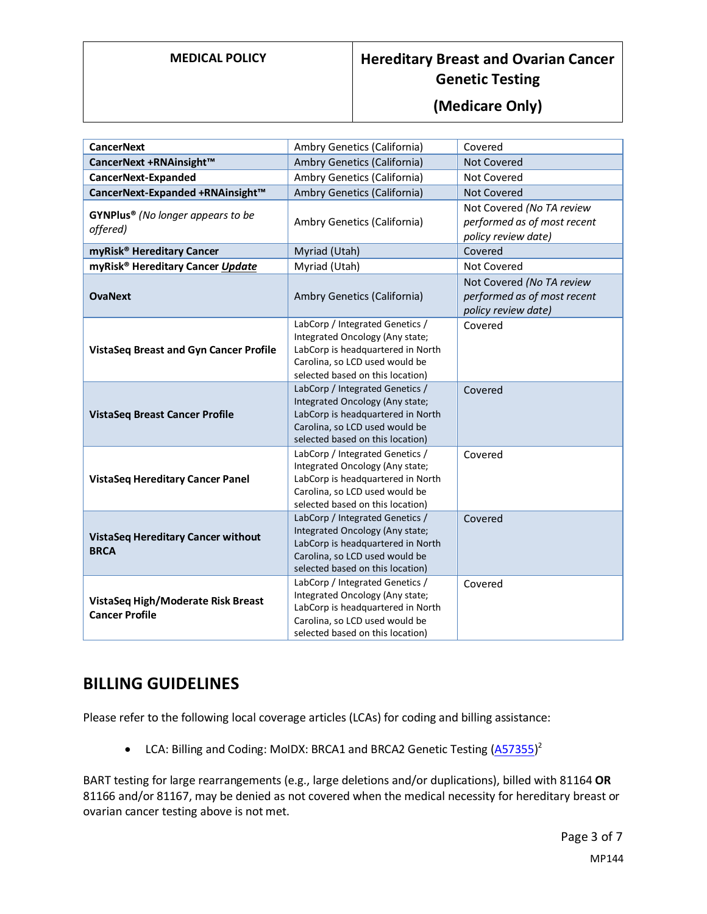| **CancerNext** | Ambry Genetics (California) | Covered |
|---|---|---|
| **CancerNext +RNAinsight™** | Ambry Genetics (California) | Not Covered |
| **CancerNext-Expanded** | Ambry Genetics (California) | Not Covered |
| **CancerNext-Expanded +RNAinsight™** | Ambry Genetics (California) | Not Covered |
| **GYNPlus®** *(No longer appears to be offered)* | Ambry Genetics (California) | Not Covered *(No TA review performed as of most recent policy review date)* |
| **myRisk® Hereditary Cancer** | Myriad (Utah) | Covered |
| **myRisk® Hereditary Cancer *Update*** | Myriad (Utah) | Not Covered |
| **OvaNext** | Ambry Genetics (California) | Not Covered *(No TA review performed as of most recent policy review date)* |
| **VistaSeq Breast and Gyn Cancer Profile** | LabCorp / Integrated Genetics / Integrated Oncology (Any state; LabCorp is headquartered in North Carolina, so LCD used would be selected based on this location) | Covered |
| **VistaSeq Breast Cancer Profile** | LabCorp / Integrated Genetics / Integrated Oncology (Any state; LabCorp is headquartered in North Carolina, so LCD used would be selected based on this location) | Covered |
| **VistaSeq Hereditary Cancer Panel** | LabCorp / Integrated Genetics / Integrated Oncology (Any state; LabCorp is headquartered in North Carolina, so LCD used would be selected based on this location) | Covered |
| **VistaSeq Hereditary Cancer without BRCA** | LabCorp / Integrated Genetics / Integrated Oncology (Any state; LabCorp is headquartered in North Carolina, so LCD used would be selected based on this location) | Covered |
| **VistaSeq High/Moderate Risk Breast Cancer Profile** | LabCorp / Integrated Genetics / Integrated Oncology (Any state; LabCorp is headquartered in North Carolina, so LCD used would be selected based on this location) | Covered |

## BILLING GUIDELINES

Please refer to the following local coverage articles (LCAs) for coding and billing assistance:

- LCA: Billing and Coding: MolDX: BRCA1 and BRCA2 Genetic Testing (A57355)[2]

BART testing for large rearrangements (e.g., large deletions and/or duplications), billed with 81164 **OR** 81166 and/or 81167, may be denied as not covered when the medical necessity for hereditary breast or ovarian cancer testing above is not met.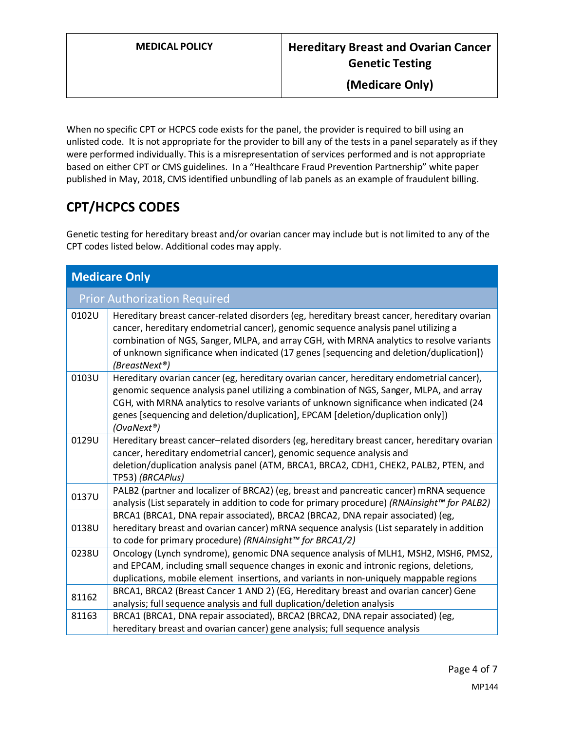When no specific CPT or HCPCS code exists for the panel, the provider is required to bill using an unlisted code. It is not appropriate for the provider to bill any of the tests in a panel separately as if they were performed individually. This is a misrepresentation of services performed and is not appropriate based on either CPT or CMS guidelines. In a "Healthcare Fraud Prevention Partnership" white paper published in May, 2018, CMS identified unbundling of lab panels as an example of fraudulent billing.

## CPT/HCPCS CODES

Genetic testing for hereditary breast and/or ovarian cancer may include but is not limited to any of the CPT codes listed below. Additional codes may apply.

| **Medicare Only** | |
|---|---|
| Prior Authorization Required | |
| 0102U | Hereditary breast cancer-related disorders (eg, hereditary breast cancer, hereditary ovarian cancer, hereditary endometrial cancer), genomic sequence analysis panel utilizing a combination of NGS, Sanger, MLPA, and array CGH, with MRNA analytics to resolve variants of unknown significance when indicated (17 genes [sequencing and deletion/duplication]) *(BreastNext®)* |
| 0103U | Hereditary ovarian cancer (eg, hereditary ovarian cancer, hereditary endometrial cancer), genomic sequence analysis panel utilizing a combination of NGS, Sanger, MLPA, and array CGH, with MRNA analytics to resolve variants of unknown significance when indicated (24 genes [sequencing and deletion/duplication], EPCAM [deletion/duplication only]) *(OvaNext®)* |
| 0129U | Hereditary breast cancer–related disorders (eg, hereditary breast cancer, hereditary ovarian cancer, hereditary endometrial cancer), genomic sequence analysis and deletion/duplication analysis panel (ATM, BRCA1, BRCA2, CDH1, CHEK2, PALB2, PTEN, and TP53) *(BRCAPlus)* |
| 0137U | PALB2 (partner and localizer of BRCA2) (eg, breast and pancreatic cancer) mRNA sequence analysis (List separately in addition to code for primary procedure) *(RNAinsight™ for PALB2)* |
| 0138U | BRCA1 (BRCA1, DNA repair associated), BRCA2 (BRCA2, DNA repair associated) (eg, hereditary breast and ovarian cancer) mRNA sequence analysis (List separately in addition to code for primary procedure) *(RNAinsight™ for BRCA1/2)* |
| 0238U | Oncology (Lynch syndrome), genomic DNA sequence analysis of MLH1, MSH2, MSH6, PMS2, and EPCAM, including small sequence changes in exonic and intronic regions, deletions, duplications, mobile element insertions, and variants in non-uniquely mappable regions |
| 81162 | BRCA1, BRCA2 (Breast Cancer 1 AND 2) (EG, Hereditary breast and ovarian cancer) Gene analysis; full sequence analysis and full duplication/deletion analysis |
| 81163 | BRCA1 (BRCA1, DNA repair associated), BRCA2 (BRCA2, DNA repair associated) (eg, hereditary breast and ovarian cancer) gene analysis; full sequence analysis |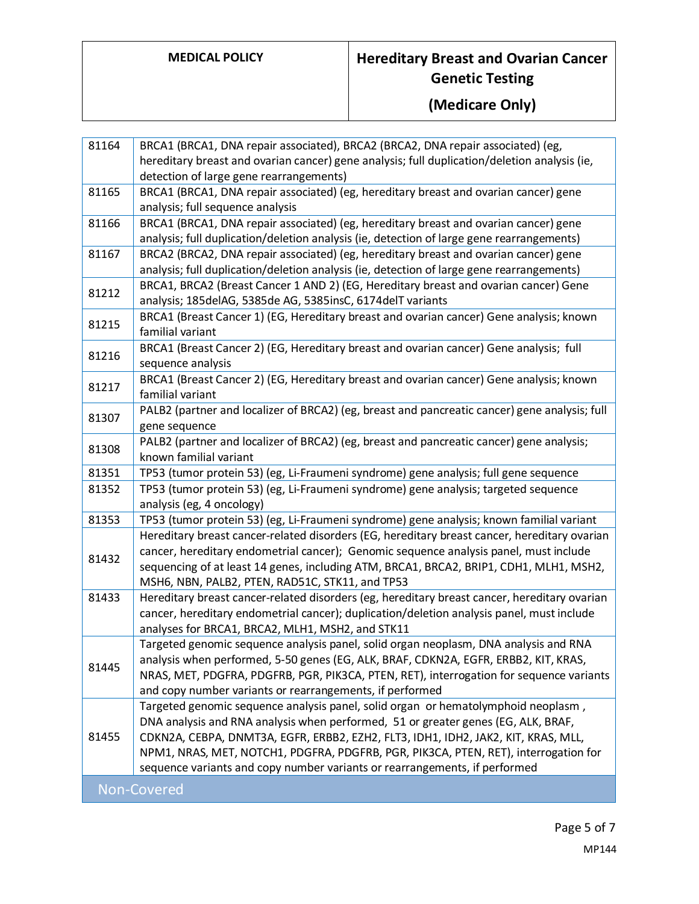| | |
|---|---|
| 81164 | BRCA1 (BRCA1, DNA repair associated), BRCA2 (BRCA2, DNA repair associated) (eg, hereditary breast and ovarian cancer) gene analysis; full duplication/deletion analysis (ie, detection of large gene rearrangements) |
| 81165 | BRCA1 (BRCA1, DNA repair associated) (eg, hereditary breast and ovarian cancer) gene analysis; full sequence analysis |
| 81166 | BRCA1 (BRCA1, DNA repair associated) (eg, hereditary breast and ovarian cancer) gene analysis; full duplication/deletion analysis (ie, detection of large gene rearrangements) |
| 81167 | BRCA2 (BRCA2, DNA repair associated) (eg, hereditary breast and ovarian cancer) gene analysis; full duplication/deletion analysis (ie, detection of large gene rearrangements) |
| 81212 | BRCA1, BRCA2 (Breast Cancer 1 AND 2) (EG, Hereditary breast and ovarian cancer) Gene analysis; 185delAG, 5385de AG, 5385insC, 6174delT variants |
| 81215 | BRCA1 (Breast Cancer 1) (EG, Hereditary breast and ovarian cancer) Gene analysis; known familial variant |
| 81216 | BRCA1 (Breast Cancer 2) (EG, Hereditary breast and ovarian cancer) Gene analysis; full sequence analysis |
| 81217 | BRCA1 (Breast Cancer 2) (EG, Hereditary breast and ovarian cancer) Gene analysis; known familial variant |
| 81307 | PALB2 (partner and localizer of BRCA2) (eg, breast and pancreatic cancer) gene analysis; full gene sequence |
| 81308 | PALB2 (partner and localizer of BRCA2) (eg, breast and pancreatic cancer) gene analysis; known familial variant |
| 81351 | TP53 (tumor protein 53) (eg, Li-Fraumeni syndrome) gene analysis; full gene sequence |
| 81352 | TP53 (tumor protein 53) (eg, Li-Fraumeni syndrome) gene analysis; targeted sequence analysis (eg, 4 oncology) |
| 81353 | TP53 (tumor protein 53) (eg, Li-Fraumeni syndrome) gene analysis; known familial variant |
| 81432 | Hereditary breast cancer-related disorders (EG, hereditary breast cancer, hereditary ovarian cancer, hereditary endometrial cancer); Genomic sequence analysis panel, must include sequencing of at least 14 genes, including ATM, BRCA1, BRCA2, BRIP1, CDH1, MLH1, MSH2, MSH6, NBN, PALB2, PTEN, RAD51C, STK11, and TP53 |
| 81433 | Hereditary breast cancer-related disorders (eg, hereditary breast cancer, hereditary ovarian cancer, hereditary endometrial cancer); duplication/deletion analysis panel, must include analyses for BRCA1, BRCA2, MLH1, MSH2, and STK11 |
| 81445 | Targeted genomic sequence analysis panel, solid organ neoplasm, DNA analysis and RNA analysis when performed, 5-50 genes (EG, ALK, BRAF, CDKN2A, EGFR, ERBB2, KIT, KRAS, NRAS, MET, PDGFRA, PDGFRB, PGR, PIK3CA, PTEN, RET), interrogation for sequence variants and copy number variants or rearrangements, if performed |
| 81455 | Targeted genomic sequence analysis panel, solid organ or hematolymphoid neoplasm, DNA analysis and RNA analysis when performed, 51 or greater genes (EG, ALK, BRAF, CDKN2A, CEBPA, DNMT3A, EGFR, ERBB2, EZH2, FLT3, IDH1, IDH2, JAK2, KIT, KRAS, MLL, NPM1, NRAS, MET, NOTCH1, PDGFRA, PDGFRB, PGR, PIK3CA, PTEN, RET), interrogation for sequence variants and copy number variants or rearrangements, if performed |
| **Non-Covered** | |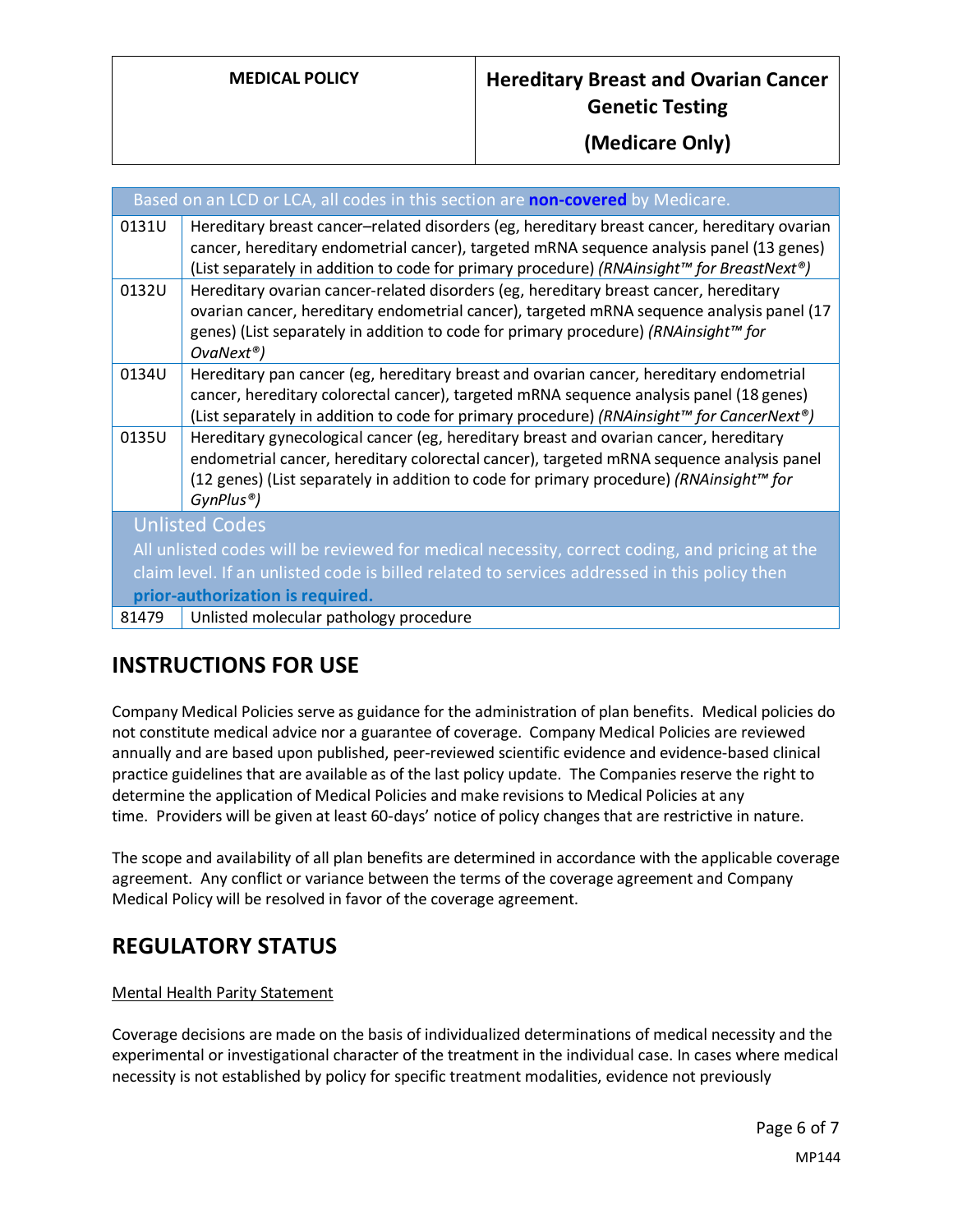| Based on an LCD or LCA, all codes in this section are **non-covered** by Medicare. | |
|---|---|
| 0131U | Hereditary breast cancer–related disorders (eg, hereditary breast cancer, hereditary ovarian cancer, hereditary endometrial cancer), targeted mRNA sequence analysis panel (13 genes) (List separately in addition to code for primary procedure) *(RNAinsight™ for BreastNext®)* |
| 0132U | Hereditary ovarian cancer-related disorders (eg, hereditary breast cancer, hereditary ovarian cancer, hereditary endometrial cancer), targeted mRNA sequence analysis panel (17 genes) (List separately in addition to code for primary procedure) *(RNAinsight™ for OvaNext®)* |
| 0134U | Hereditary pan cancer (eg, hereditary breast and ovarian cancer, hereditary endometrial cancer, hereditary colorectal cancer), targeted mRNA sequence analysis panel (18 genes) (List separately in addition to code for primary procedure) *(RNAinsight™ for CancerNext®)* |
| 0135U | Hereditary gynecological cancer (eg, hereditary breast and ovarian cancer, hereditary endometrial cancer, hereditary colorectal cancer), targeted mRNA sequence analysis panel (12 genes) (List separately in addition to code for primary procedure) *(RNAinsight™ for GynPlus®)* |
| **Unlisted Codes** All unlisted codes will be reviewed for medical necessity, correct coding, and pricing at the claim level. If an unlisted code is billed related to services addressed in this policy then **prior-authorization is required.** | |
| 81479 | Unlisted molecular pathology procedure |

## INSTRUCTIONS FOR USE

Company Medical Policies serve as guidance for the administration of plan benefits. Medical policies do not constitute medical advice nor a guarantee of coverage. Company Medical Policies are reviewed annually and are based upon published, peer-reviewed scientific evidence and evidence-based clinical practice guidelines that are available as of the last policy update. The Companies reserve the right to determine the application of Medical Policies and make revisions to Medical Policies at any time. Providers will be given at least 60-days' notice of policy changes that are restrictive in nature.

The scope and availability of all plan benefits are determined in accordance with the applicable coverage agreement. Any conflict or variance between the terms of the coverage agreement and Company Medical Policy will be resolved in favor of the coverage agreement.

## REGULATORY STATUS

Mental Health Parity Statement

Coverage decisions are made on the basis of individualized determinations of medical necessity and the experimental or investigational character of the treatment in the individual case. In cases where medical necessity is not established by policy for specific treatment modalities, evidence not previously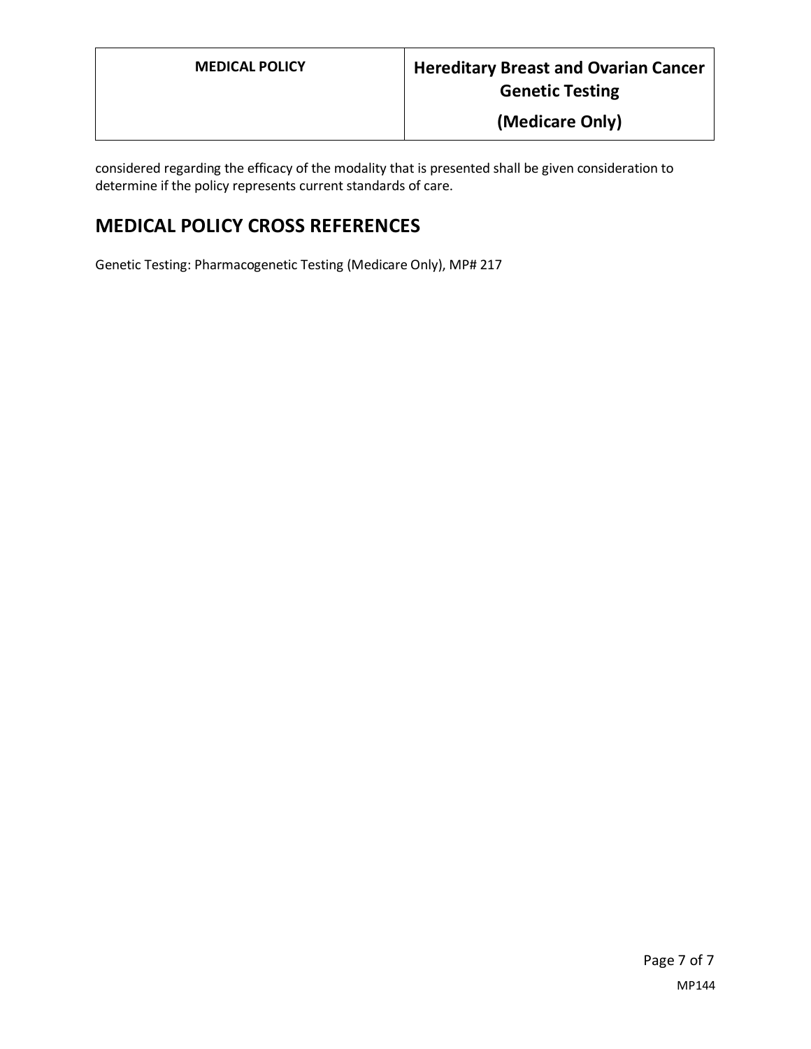considered regarding the efficacy of the modality that is presented shall be given consideration to determine if the policy represents current standards of care.

## MEDICAL POLICY CROSS REFERENCES

Genetic Testing: Pharmacogenetic Testing (Medicare Only), MP# 217